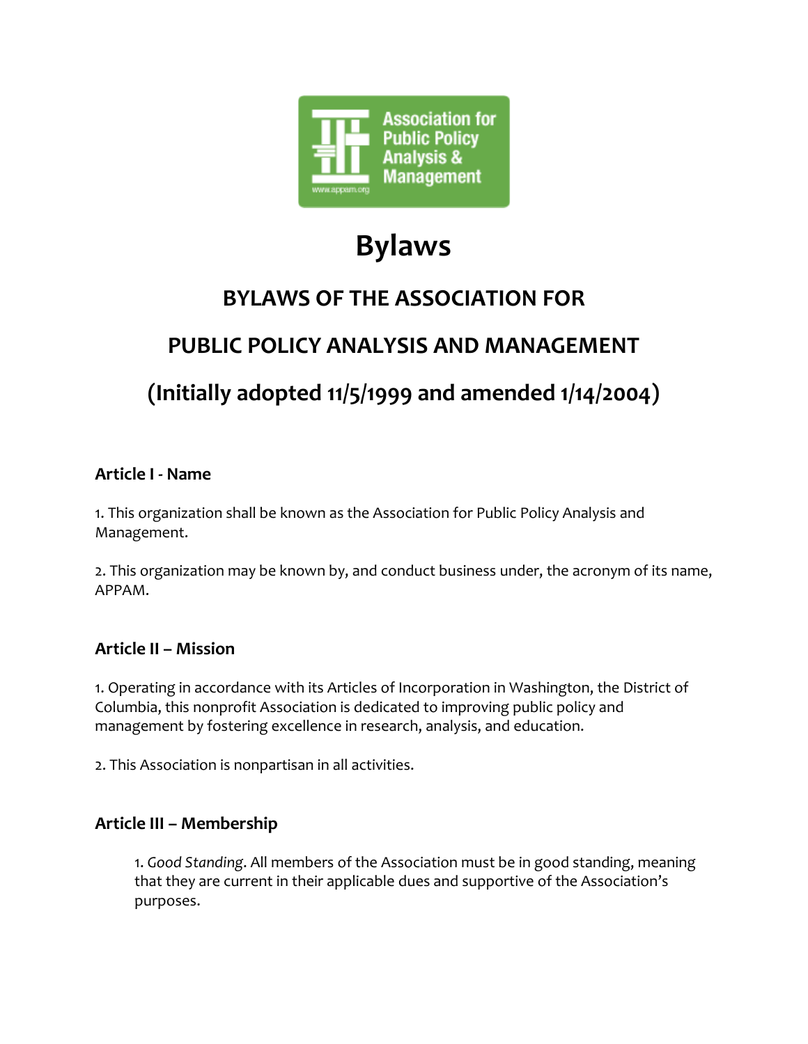# Bylaws

## BYLAWS OF THE ASSOCIATION FOR

## PUBLIC POLICY ANALYSIS AND MANAGEMENT

## (Initially adopted 11/5/1999 and amended 1/14/2004)

### Article I - Name

1. This organization shall be known as the Association for Public Policy Analysis and Management.

2. This organization may be known by, and conduct business under, the acronym of its name, APPAM.

### Article II – Mission

1. Operating in accordance with its Articles of Incorporation in Washington, the District of Columbia, this nonprofit Association is dedicated to improving public policy and management by fostering excellence in research, analysis, and education.

2. This Association is nonpartisan in all activities.

### Article III – Membership

1. *Good Standing*. All members of the Association must be in good standing, meaning that they are current in their applicable dues and supportive of the Association's purposes.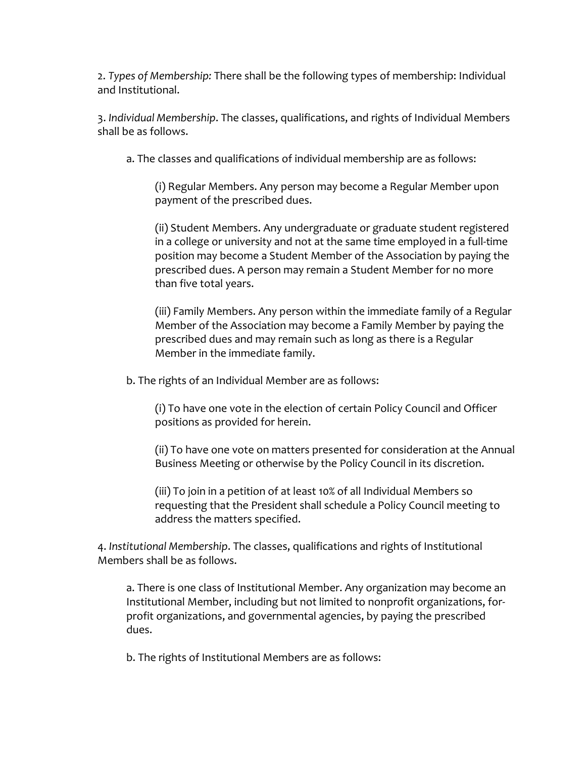2. *Types of Membership:* There shall be the following types of membership: Individual and Institutional.

3. *Individual Membership*. The classes, qualifications, and rights of Individual Members shall be as follows.

a. The classes and qualifications of individual membership are as follows:

(i) Regular Members. Any person may become a Regular Member upon payment of the prescribed dues.

(ii) Student Members. Any undergraduate or graduate student registered in a college or university and not at the same time employed in a full-time position may become a Student Member of the Association by paying the prescribed dues. A person may remain a Student Member for no more than five total years.

(iii) Family Members. Any person within the immediate family of a Regular Member of the Association may become a Family Member by paying the prescribed dues and may remain such as long as there is a Regular Member in the immediate family.

b. The rights of an Individual Member are as follows:

(i) To have one vote in the election of certain Policy Council and Officer positions as provided for herein.

(ii) To have one vote on matters presented for consideration at the Annual Business Meeting or otherwise by the Policy Council in its discretion.

(iii) To join in a petition of at least 10% of all Individual Members so requesting that the President shall schedule a Policy Council meeting to address the matters specified.

4. *Institutional Membership*. The classes, qualifications and rights of Institutional Members shall be as follows.

a. There is one class of Institutional Member. Any organization may become an Institutional Member, including but not limited to nonprofit organizations, for-profit organizations, and governmental agencies, by paying the prescribed dues.

b. The rights of Institutional Members are as follows: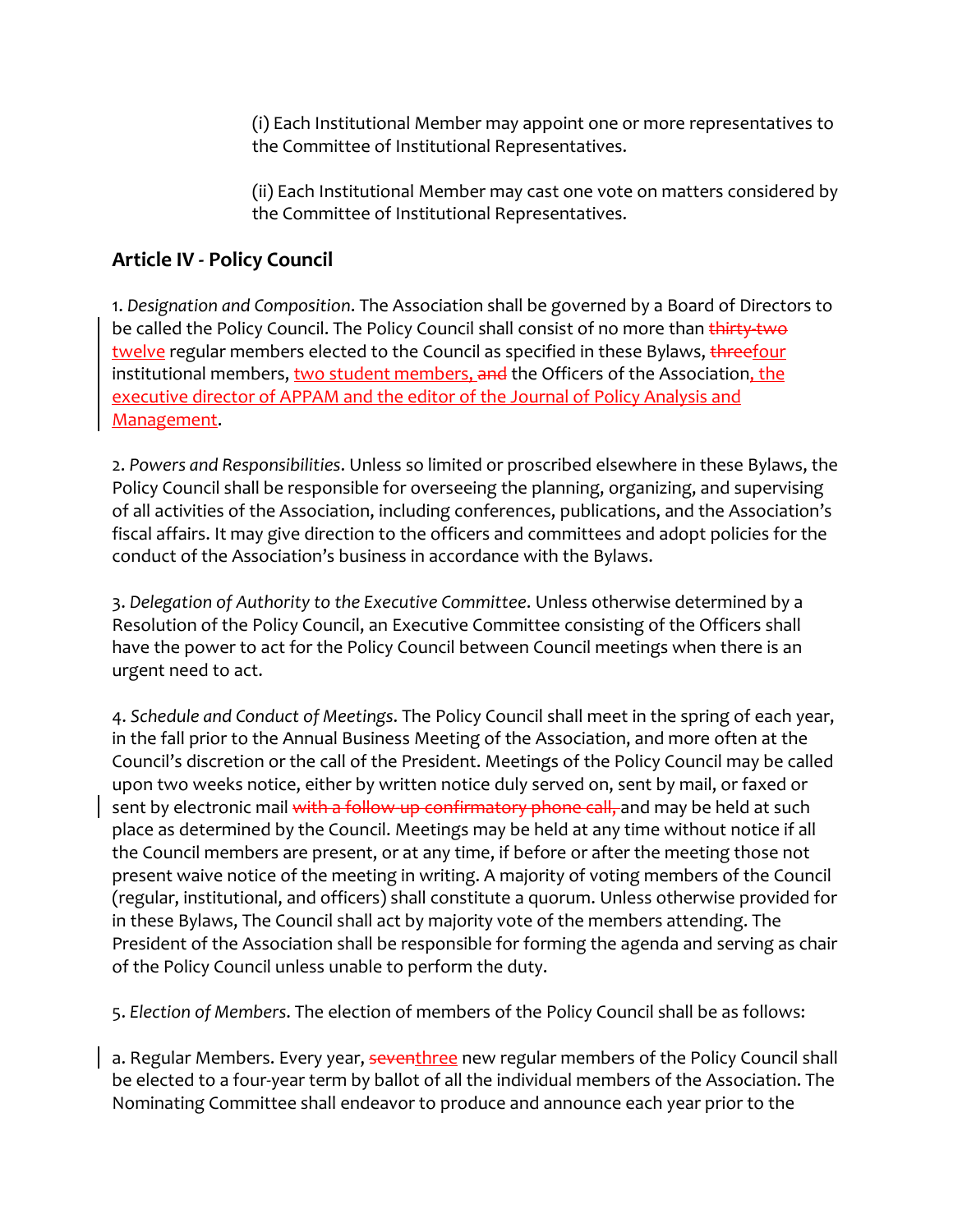(i) Each Institutional Member may appoint one or more representatives to the Committee of Institutional Representatives.

(ii) Each Institutional Member may cast one vote on matters considered by the Committee of Institutional Representatives.

## Article IV - Policy Council

1. *Designation and Composition*. The Association shall be governed by a Board of Directors to be called the Policy Council. The Policy Council shall consist of no more than ~~thirty-two~~ twelve regular members elected to the Council as specified in these Bylaws, ~~three~~four institutional members, two student members, ~~and~~ the Officers of the Association, the executive director of APPAM and the editor of the Journal of Policy Analysis and Management.

2. *Powers and Responsibilities*. Unless so limited or proscribed elsewhere in these Bylaws, the Policy Council shall be responsible for overseeing the planning, organizing, and supervising of all activities of the Association, including conferences, publications, and the Association's fiscal affairs. It may give direction to the officers and committees and adopt policies for the conduct of the Association's business in accordance with the Bylaws.

3. *Delegation of Authority to the Executive Committee*. Unless otherwise determined by a Resolution of the Policy Council, an Executive Committee consisting of the Officers shall have the power to act for the Policy Council between Council meetings when there is an urgent need to act.

4. *Schedule and Conduct of Meetings*. The Policy Council shall meet in the spring of each year, in the fall prior to the Annual Business Meeting of the Association, and more often at the Council's discretion or the call of the President. Meetings of the Policy Council may be called upon two weeks notice, either by written notice duly served on, sent by mail, or faxed or sent by electronic mail ~~with a follow-up confirmatory phone call,~~ and may be held at such place as determined by the Council. Meetings may be held at any time without notice if all the Council members are present, or at any time, if before or after the meeting those not present waive notice of the meeting in writing. A majority of voting members of the Council (regular, institutional, and officers) shall constitute a quorum. Unless otherwise provided for in these Bylaws, The Council shall act by majority vote of the members attending. The President of the Association shall be responsible for forming the agenda and serving as chair of the Policy Council unless unable to perform the duty.

5. *Election of Members*. The election of members of the Policy Council shall be as follows:

a. Regular Members. Every year, ~~seven~~three new regular members of the Policy Council shall be elected to a four-year term by ballot of all the individual members of the Association. The Nominating Committee shall endeavor to produce and announce each year prior to the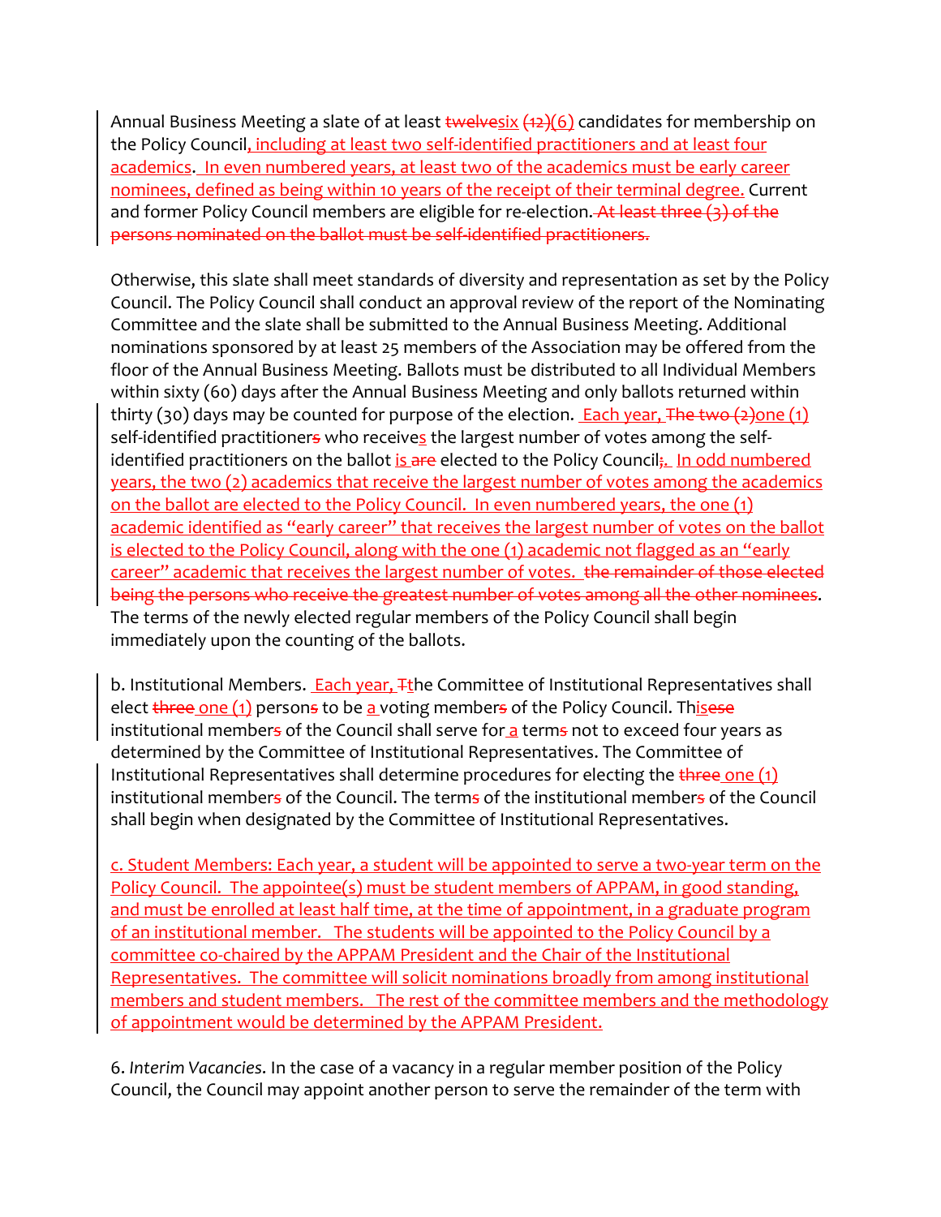Annual Business Meeting a slate of at least ~~twelve~~six ~~(12)~~(6) candidates for membership on the Policy Council, including at least two self-identified practitioners and at least four academics. In even numbered years, at least two of the academics must be early career nominees, defined as being within 10 years of the receipt of their terminal degree. Current and former Policy Council members are eligible for re-election. ~~At least three (3) of the persons nominated on the ballot must be self-identified practitioners.~~

Otherwise, this slate shall meet standards of diversity and representation as set by the Policy Council. The Policy Council shall conduct an approval review of the report of the Nominating Committee and the slate shall be submitted to the Annual Business Meeting. Additional nominations sponsored by at least 25 members of the Association may be offered from the floor of the Annual Business Meeting. Ballots must be distributed to all Individual Members within sixty (60) days after the Annual Business Meeting and only ballots returned within thirty (30) days may be counted for purpose of the election. Each year, ~~The two (2)~~one (1) self-identified practitioner~~s~~ who receives the largest number of votes among the self-identified practitioners on the ballot is ~~are~~ elected to the Policy Council~~;~~. In odd numbered years, the two (2) academics that receive the largest number of votes among the academics on the ballot are elected to the Policy Council. In even numbered years, the one (1) academic identified as "early career" that receives the largest number of votes on the ballot is elected to the Policy Council, along with the one (1) academic not flagged as an "early career" academic that receives the largest number of votes. ~~the remainder of those elected being the persons who receive the greatest number of votes among all the other nominees~~. The terms of the newly elected regular members of the Policy Council shall begin immediately upon the counting of the ballots.

b. Institutional Members. Each year, ~~T~~the Committee of Institutional Representatives shall elect ~~three~~ one (1) person~~s~~ to be a voting member~~s~~ of the Policy Council. Th~~ese~~is institutional member~~s~~ of the Council shall serve for a term~~s~~ not to exceed four years as determined by the Committee of Institutional Representatives. The Committee of Institutional Representatives shall determine procedures for electing the ~~three~~ one (1) institutional member~~s~~ of the Council. The term~~s~~ of the institutional member~~s~~ of the Council shall begin when designated by the Committee of Institutional Representatives.

c. Student Members: Each year, a student will be appointed to serve a two-year term on the Policy Council. The appointee(s) must be student members of APPAM, in good standing, and must be enrolled at least half time, at the time of appointment, in a graduate program of an institutional member. The students will be appointed to the Policy Council by a committee co-chaired by the APPAM President and the Chair of the Institutional Representatives. The committee will solicit nominations broadly from among institutional members and student members. The rest of the committee members and the methodology of appointment would be determined by the APPAM President.

6. *Interim Vacancies*. In the case of a vacancy in a regular member position of the Policy Council, the Council may appoint another person to serve the remainder of the term with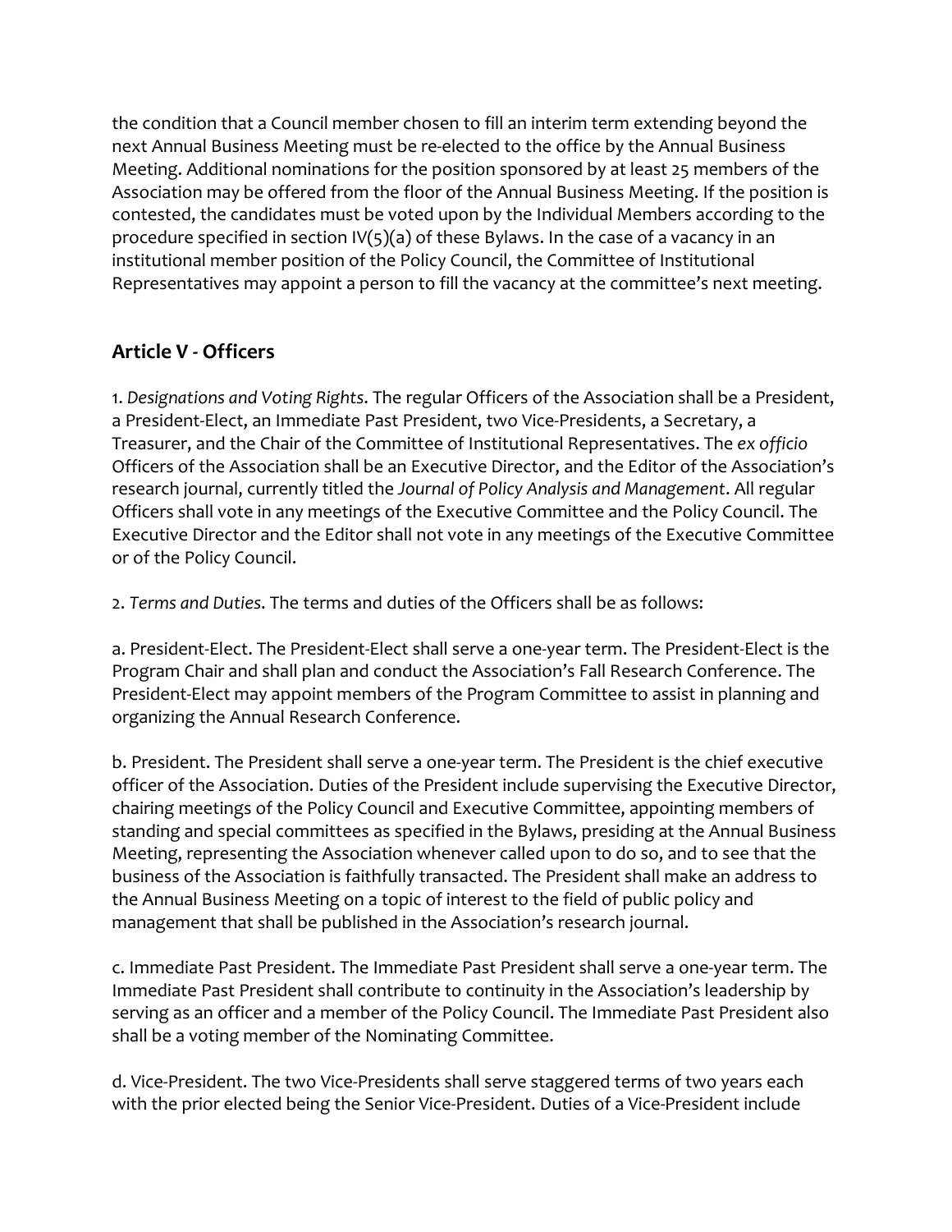the condition that a Council member chosen to fill an interim term extending beyond the next Annual Business Meeting must be re-elected to the office by the Annual Business Meeting. Additional nominations for the position sponsored by at least 25 members of the Association may be offered from the floor of the Annual Business Meeting. If the position is contested, the candidates must be voted upon by the Individual Members according to the procedure specified in section IV(5)(a) of these Bylaws. In the case of a vacancy in an institutional member position of the Policy Council, the Committee of Institutional Representatives may appoint a person to fill the vacancy at the committee's next meeting.

## Article V - Officers

1. *Designations and Voting Rights*. The regular Officers of the Association shall be a President, a President-Elect, an Immediate Past President, two Vice-Presidents, a Secretary, a Treasurer, and the Chair of the Committee of Institutional Representatives. The *ex officio* Officers of the Association shall be an Executive Director, and the Editor of the Association's research journal, currently titled the *Journal of Policy Analysis and Management*. All regular Officers shall vote in any meetings of the Executive Committee and the Policy Council. The Executive Director and the Editor shall not vote in any meetings of the Executive Committee or of the Policy Council.

2. *Terms and Duties*. The terms and duties of the Officers shall be as follows:

a. President-Elect. The President-Elect shall serve a one-year term. The President-Elect is the Program Chair and shall plan and conduct the Association's Fall Research Conference. The President-Elect may appoint members of the Program Committee to assist in planning and organizing the Annual Research Conference.

b. President. The President shall serve a one-year term. The President is the chief executive officer of the Association. Duties of the President include supervising the Executive Director, chairing meetings of the Policy Council and Executive Committee, appointing members of standing and special committees as specified in the Bylaws, presiding at the Annual Business Meeting, representing the Association whenever called upon to do so, and to see that the business of the Association is faithfully transacted. The President shall make an address to the Annual Business Meeting on a topic of interest to the field of public policy and management that shall be published in the Association's research journal.

c. Immediate Past President. The Immediate Past President shall serve a one-year term. The Immediate Past President shall contribute to continuity in the Association's leadership by serving as an officer and a member of the Policy Council. The Immediate Past President also shall be a voting member of the Nominating Committee.

d. Vice-President. The two Vice-Presidents shall serve staggered terms of two years each with the prior elected being the Senior Vice-President. Duties of a Vice-President include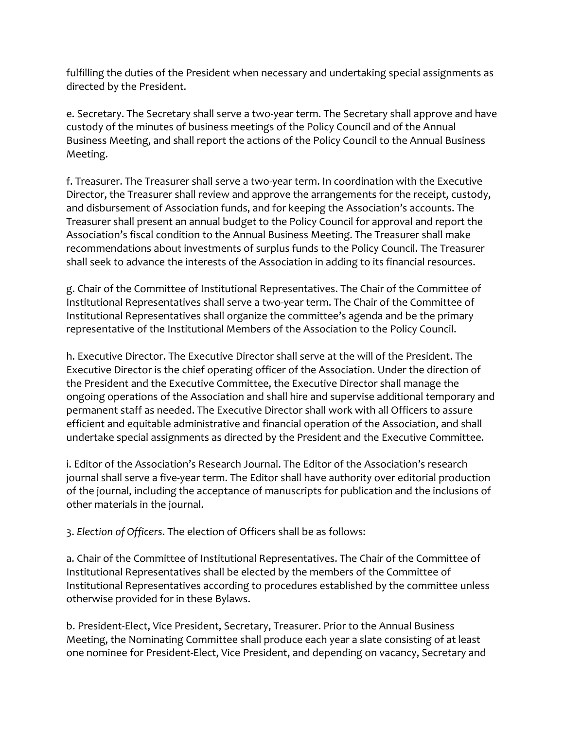fulfilling the duties of the President when necessary and undertaking special assignments as directed by the President.

e. Secretary. The Secretary shall serve a two-year term. The Secretary shall approve and have custody of the minutes of business meetings of the Policy Council and of the Annual Business Meeting, and shall report the actions of the Policy Council to the Annual Business Meeting.

f. Treasurer. The Treasurer shall serve a two-year term. In coordination with the Executive Director, the Treasurer shall review and approve the arrangements for the receipt, custody, and disbursement of Association funds, and for keeping the Association's accounts. The Treasurer shall present an annual budget to the Policy Council for approval and report the Association's fiscal condition to the Annual Business Meeting. The Treasurer shall make recommendations about investments of surplus funds to the Policy Council. The Treasurer shall seek to advance the interests of the Association in adding to its financial resources.

g. Chair of the Committee of Institutional Representatives. The Chair of the Committee of Institutional Representatives shall serve a two-year term. The Chair of the Committee of Institutional Representatives shall organize the committee's agenda and be the primary representative of the Institutional Members of the Association to the Policy Council.

h. Executive Director. The Executive Director shall serve at the will of the President. The Executive Director is the chief operating officer of the Association. Under the direction of the President and the Executive Committee, the Executive Director shall manage the ongoing operations of the Association and shall hire and supervise additional temporary and permanent staff as needed. The Executive Director shall work with all Officers to assure efficient and equitable administrative and financial operation of the Association, and shall undertake special assignments as directed by the President and the Executive Committee.

i. Editor of the Association's Research Journal. The Editor of the Association's research journal shall serve a five-year term. The Editor shall have authority over editorial production of the journal, including the acceptance of manuscripts for publication and the inclusions of other materials in the journal.

3. *Election of Officers.* The election of Officers shall be as follows:

a. Chair of the Committee of Institutional Representatives. The Chair of the Committee of Institutional Representatives shall be elected by the members of the Committee of Institutional Representatives according to procedures established by the committee unless otherwise provided for in these Bylaws.

b. President-Elect, Vice President, Secretary, Treasurer. Prior to the Annual Business Meeting, the Nominating Committee shall produce each year a slate consisting of at least one nominee for President-Elect, Vice President, and depending on vacancy, Secretary and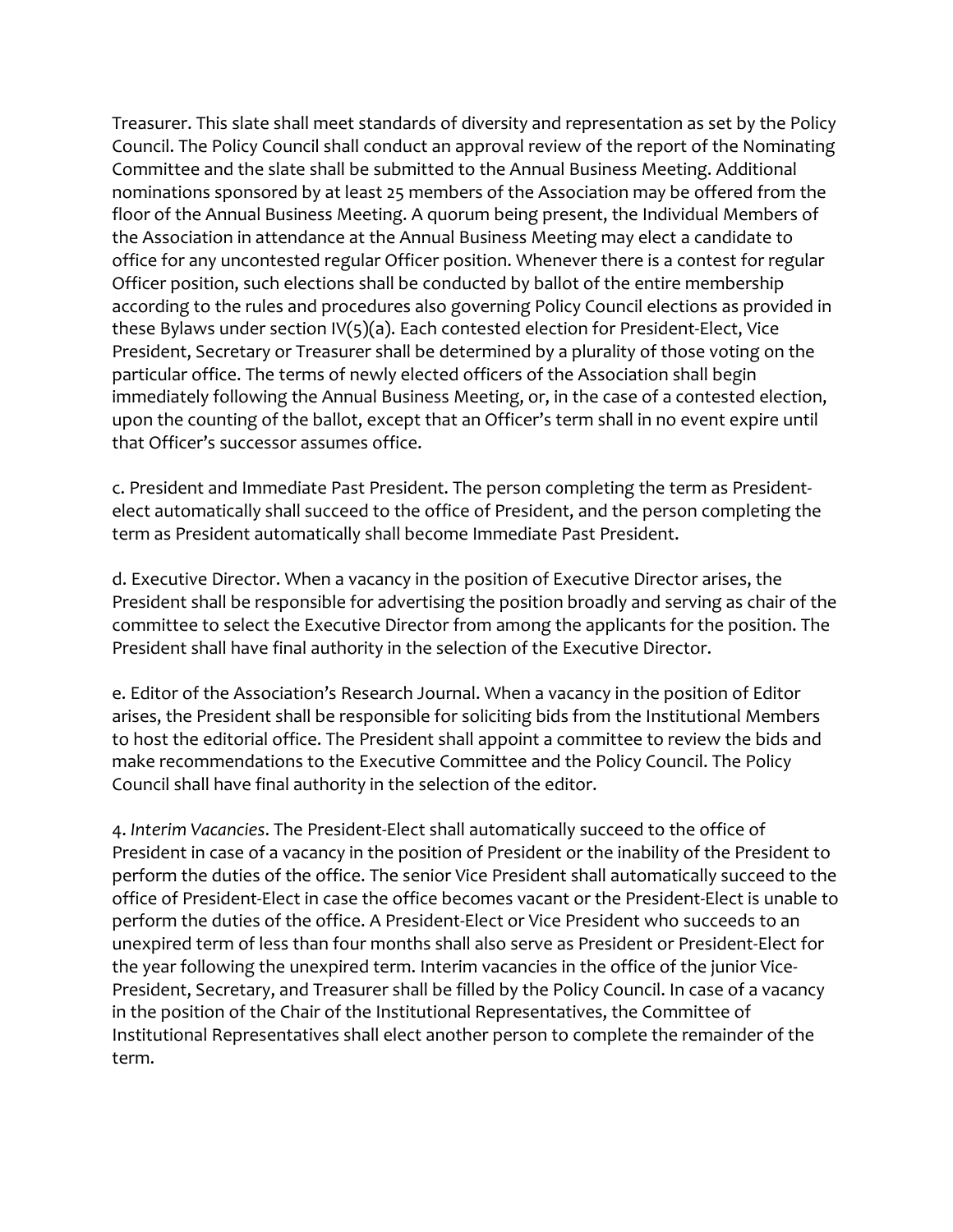Treasurer. This slate shall meet standards of diversity and representation as set by the Policy Council. The Policy Council shall conduct an approval review of the report of the Nominating Committee and the slate shall be submitted to the Annual Business Meeting. Additional nominations sponsored by at least 25 members of the Association may be offered from the floor of the Annual Business Meeting. A quorum being present, the Individual Members of the Association in attendance at the Annual Business Meeting may elect a candidate to office for any uncontested regular Officer position. Whenever there is a contest for regular Officer position, such elections shall be conducted by ballot of the entire membership according to the rules and procedures also governing Policy Council elections as provided in these Bylaws under section IV(5)(a). Each contested election for President-Elect, Vice President, Secretary or Treasurer shall be determined by a plurality of those voting on the particular office. The terms of newly elected officers of the Association shall begin immediately following the Annual Business Meeting, or, in the case of a contested election, upon the counting of the ballot, except that an Officer's term shall in no event expire until that Officer's successor assumes office.

c. President and Immediate Past President. The person completing the term as President-elect automatically shall succeed to the office of President, and the person completing the term as President automatically shall become Immediate Past President.

d. Executive Director. When a vacancy in the position of Executive Director arises, the President shall be responsible for advertising the position broadly and serving as chair of the committee to select the Executive Director from among the applicants for the position. The President shall have final authority in the selection of the Executive Director.

e. Editor of the Association's Research Journal. When a vacancy in the position of Editor arises, the President shall be responsible for soliciting bids from the Institutional Members to host the editorial office. The President shall appoint a committee to review the bids and make recommendations to the Executive Committee and the Policy Council. The Policy Council shall have final authority in the selection of the editor.

4. *Interim Vacancies*. The President-Elect shall automatically succeed to the office of President in case of a vacancy in the position of President or the inability of the President to perform the duties of the office. The senior Vice President shall automatically succeed to the office of President-Elect in case the office becomes vacant or the President-Elect is unable to perform the duties of the office. A President-Elect or Vice President who succeeds to an unexpired term of less than four months shall also serve as President or President-Elect for the year following the unexpired term. Interim vacancies in the office of the junior Vice-President, Secretary, and Treasurer shall be filled by the Policy Council. In case of a vacancy in the position of the Chair of the Institutional Representatives, the Committee of Institutional Representatives shall elect another person to complete the remainder of the term.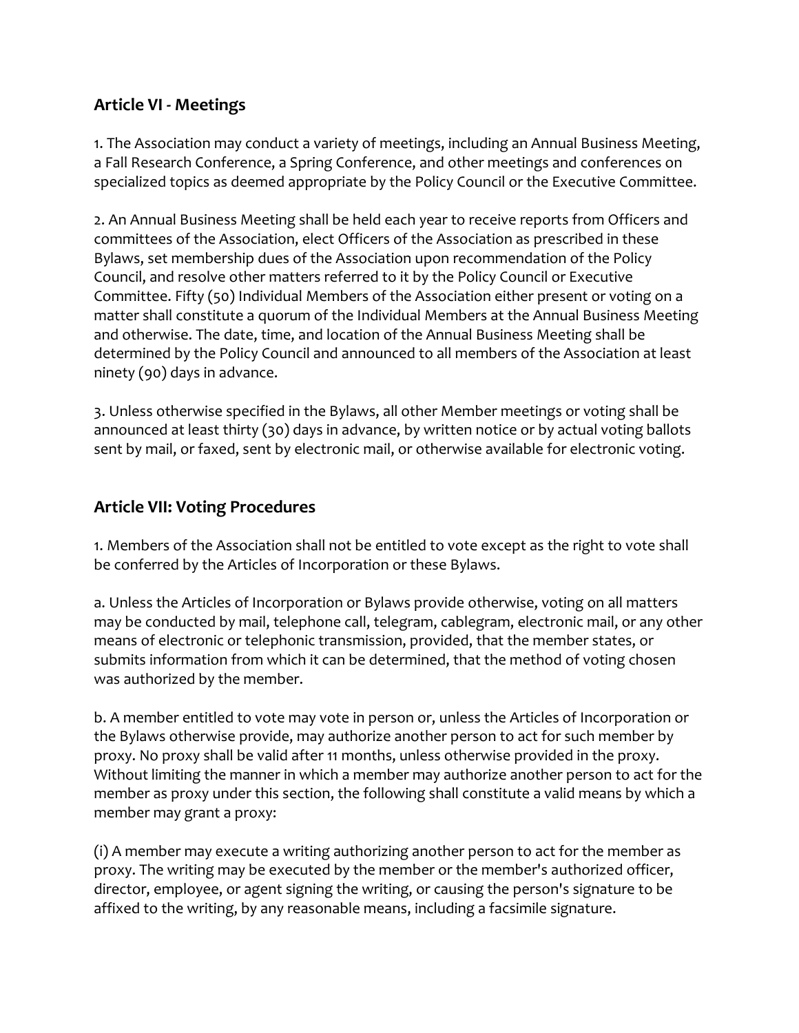## Article VI - Meetings

1. The Association may conduct a variety of meetings, including an Annual Business Meeting, a Fall Research Conference, a Spring Conference, and other meetings and conferences on specialized topics as deemed appropriate by the Policy Council or the Executive Committee.

2. An Annual Business Meeting shall be held each year to receive reports from Officers and committees of the Association, elect Officers of the Association as prescribed in these Bylaws, set membership dues of the Association upon recommendation of the Policy Council, and resolve other matters referred to it by the Policy Council or Executive Committee. Fifty (50) Individual Members of the Association either present or voting on a matter shall constitute a quorum of the Individual Members at the Annual Business Meeting and otherwise. The date, time, and location of the Annual Business Meeting shall be determined by the Policy Council and announced to all members of the Association at least ninety (90) days in advance.

3. Unless otherwise specified in the Bylaws, all other Member meetings or voting shall be announced at least thirty (30) days in advance, by written notice or by actual voting ballots sent by mail, or faxed, sent by electronic mail, or otherwise available for electronic voting.

## Article VII: Voting Procedures

1. Members of the Association shall not be entitled to vote except as the right to vote shall be conferred by the Articles of Incorporation or these Bylaws.

a. Unless the Articles of Incorporation or Bylaws provide otherwise, voting on all matters may be conducted by mail, telephone call, telegram, cablegram, electronic mail, or any other means of electronic or telephonic transmission, provided, that the member states, or submits information from which it can be determined, that the method of voting chosen was authorized by the member.

b. A member entitled to vote may vote in person or, unless the Articles of Incorporation or the Bylaws otherwise provide, may authorize another person to act for such member by proxy. No proxy shall be valid after 11 months, unless otherwise provided in the proxy. Without limiting the manner in which a member may authorize another person to act for the member as proxy under this section, the following shall constitute a valid means by which a member may grant a proxy:

(i) A member may execute a writing authorizing another person to act for the member as proxy. The writing may be executed by the member or the member's authorized officer, director, employee, or agent signing the writing, or causing the person's signature to be affixed to the writing, by any reasonable means, including a facsimile signature.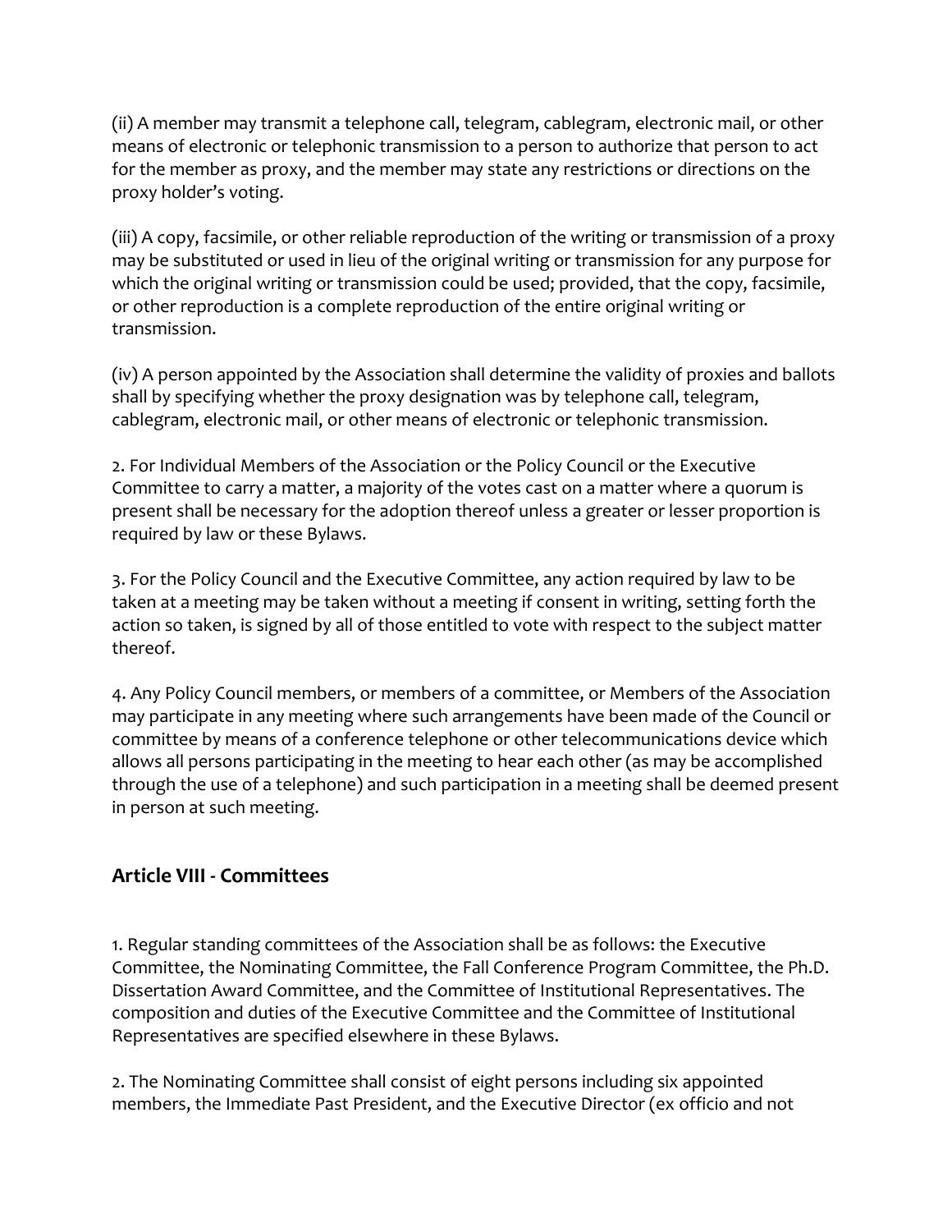(ii) A member may transmit a telephone call, telegram, cablegram, electronic mail, or other means of electronic or telephonic transmission to a person to authorize that person to act for the member as proxy, and the member may state any restrictions or directions on the proxy holder's voting.

(iii) A copy, facsimile, or other reliable reproduction of the writing or transmission of a proxy may be substituted or used in lieu of the original writing or transmission for any purpose for which the original writing or transmission could be used; provided, that the copy, facsimile, or other reproduction is a complete reproduction of the entire original writing or transmission.

(iv) A person appointed by the Association shall determine the validity of proxies and ballots shall by specifying whether the proxy designation was by telephone call, telegram, cablegram, electronic mail, or other means of electronic or telephonic transmission.

2. For Individual Members of the Association or the Policy Council or the Executive Committee to carry a matter, a majority of the votes cast on a matter where a quorum is present shall be necessary for the adoption thereof unless a greater or lesser proportion is required by law or these Bylaws.

3. For the Policy Council and the Executive Committee, any action required by law to be taken at a meeting may be taken without a meeting if consent in writing, setting forth the action so taken, is signed by all of those entitled to vote with respect to the subject matter thereof.

4. Any Policy Council members, or members of a committee, or Members of the Association may participate in any meeting where such arrangements have been made of the Council or committee by means of a conference telephone or other telecommunications device which allows all persons participating in the meeting to hear each other (as may be accomplished through the use of a telephone) and such participation in a meeting shall be deemed present in person at such meeting.

## Article VIII - Committees

1. Regular standing committees of the Association shall be as follows: the Executive Committee, the Nominating Committee, the Fall Conference Program Committee, the Ph.D. Dissertation Award Committee, and the Committee of Institutional Representatives. The composition and duties of the Executive Committee and the Committee of Institutional Representatives are specified elsewhere in these Bylaws.

2. The Nominating Committee shall consist of eight persons including six appointed members, the Immediate Past President, and the Executive Director (ex officio and not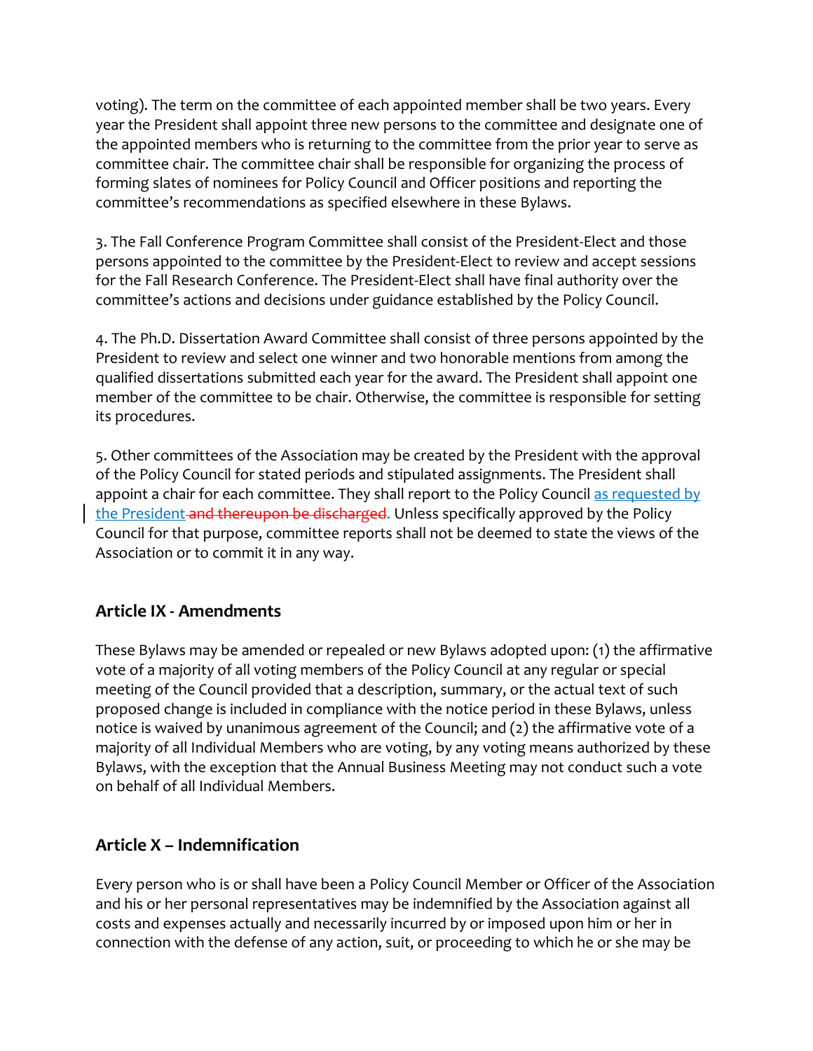voting). The term on the committee of each appointed member shall be two years. Every year the President shall appoint three new persons to the committee and designate one of the appointed members who is returning to the committee from the prior year to serve as committee chair. The committee chair shall be responsible for organizing the process of forming slates of nominees for Policy Council and Officer positions and reporting the committee's recommendations as specified elsewhere in these Bylaws.

3. The Fall Conference Program Committee shall consist of the President-Elect and those persons appointed to the committee by the President-Elect to review and accept sessions for the Fall Research Conference. The President-Elect shall have final authority over the committee's actions and decisions under guidance established by the Policy Council.

4. The Ph.D. Dissertation Award Committee shall consist of three persons appointed by the President to review and select one winner and two honorable mentions from among the qualified dissertations submitted each year for the award. The President shall appoint one member of the committee to be chair. Otherwise, the committee is responsible for setting its procedures.

5. Other committees of the Association may be created by the President with the approval of the Policy Council for stated periods and stipulated assignments. The President shall appoint a chair for each committee. They shall report to the Policy Council as requested by the President ~~and thereupon be discharged~~. Unless specifically approved by the Policy Council for that purpose, committee reports shall not be deemed to state the views of the Association or to commit it in any way.

## Article IX - Amendments

These Bylaws may be amended or repealed or new Bylaws adopted upon: (1) the affirmative vote of a majority of all voting members of the Policy Council at any regular or special meeting of the Council provided that a description, summary, or the actual text of such proposed change is included in compliance with the notice period in these Bylaws, unless notice is waived by unanimous agreement of the Council; and (2) the affirmative vote of a majority of all Individual Members who are voting, by any voting means authorized by these Bylaws, with the exception that the Annual Business Meeting may not conduct such a vote on behalf of all Individual Members.

## Article X – Indemnification

Every person who is or shall have been a Policy Council Member or Officer of the Association and his or her personal representatives may be indemnified by the Association against all costs and expenses actually and necessarily incurred by or imposed upon him or her in connection with the defense of any action, suit, or proceeding to which he or she may be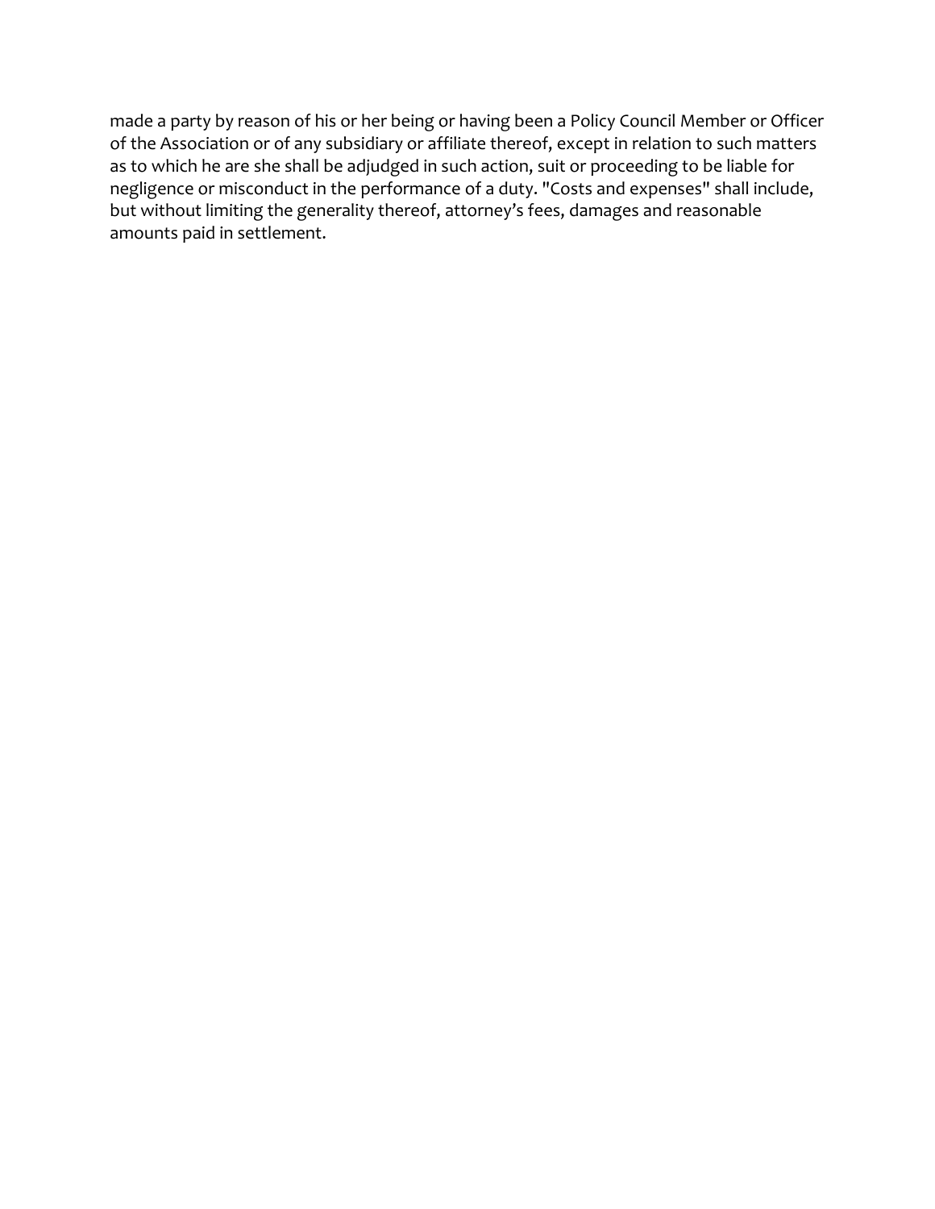made a party by reason of his or her being or having been a Policy Council Member or Officer of the Association or of any subsidiary or affiliate thereof, except in relation to such matters as to which he are she shall be adjudged in such action, suit or proceeding to be liable for negligence or misconduct in the performance of a duty. "Costs and expenses" shall include, but without limiting the generality thereof, attorney's fees, damages and reasonable amounts paid in settlement.